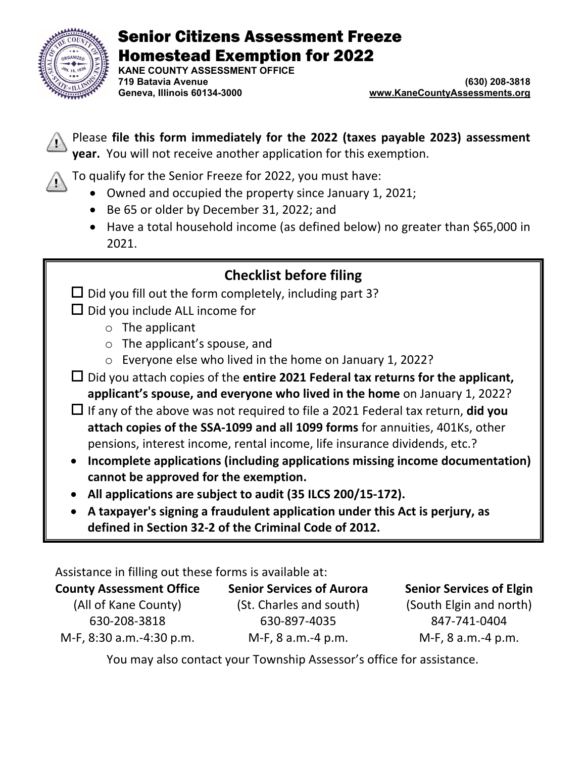# Senior Citizens Assessment Freeze Homestead Exemption for 2022

**KANE COUNTY ASSESSMENT OFFICE**
**719 Batavia Avenue**
**Geneva, Illinois 60134-3000**
**(630) 208-3818**
**www.KaneCountyAssessments.org**

Please **file this form immediately for the 2022 (taxes payable 2023) assessment year.** You will not receive another application for this exemption.

To qualify for the Senior Freeze for 2022, you must have:

- Owned and occupied the property since January 1, 2021;
- Be 65 or older by December 31, 2022; and
- Have a total household income (as defined below) no greater than $65,000 in 2021.

## Checklist before filing

- ☐ Did you fill out the form completely, including part 3?
- ☐ Did you include ALL income for
  - The applicant
  - The applicant's spouse, and
  - Everyone else who lived in the home on January 1, 2022?
- ☐ Did you attach copies of the **entire 2021 Federal tax returns for the applicant, applicant's spouse, and everyone who lived in the home** on January 1, 2022?
- ☐ If any of the above was not required to file a 2021 Federal tax return, **did you attach copies of the SSA-1099 and all 1099 forms** for annuities, 401Ks, other pensions, interest income, rental income, life insurance dividends, etc.?
- **Incomplete applications (including applications missing income documentation) cannot be approved for the exemption.**
- **All applications are subject to audit (35 ILCS 200/15-172).**
- **A taxpayer's signing a fraudulent application under this Act is perjury, as defined in Section 32-2 of the Criminal Code of 2012.**

Assistance in filling out these forms is available at:

| **County Assessment Office** | **Senior Services of Aurora** | **Senior Services of Elgin** |
|---|---|---|
| (All of Kane County) | (St. Charles and south) | (South Elgin and north) |
| 630-208-3818 | 630-897-4035 | 847-741-0404 |
| M-F, 8:30 a.m.-4:30 p.m. | M-F, 8 a.m.-4 p.m. | M-F, 8 a.m.-4 p.m. |

You may also contact your Township Assessor's office for assistance.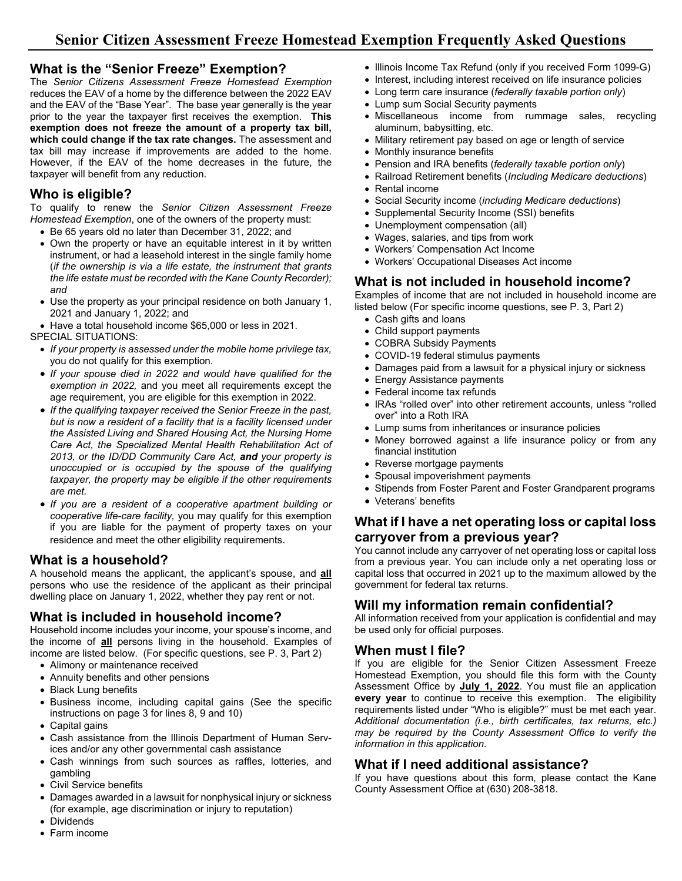# Senior Citizen Assessment Freeze Homestead Exemption Frequently Asked Questions

## What is the "Senior Freeze" Exemption?

The *Senior Citizens Assessment Freeze Homestead Exemption* reduces the EAV of a home by the difference between the 2022 EAV and the EAV of the "Base Year". The base year generally is the year prior to the year the taxpayer first receives the exemption. **This exemption does not freeze the amount of a property tax bill, which could change if the tax rate changes.** The assessment and tax bill may increase if improvements are added to the home. However, if the EAV of the home decreases in the future, the taxpayer will benefit from any reduction.

## Who is eligible?

To qualify to renew the *Senior Citizen Assessment Freeze Homestead Exemption*, one of the owners of the property must:

- Be 65 years old no later than December 31, 2022; and
- Own the property or have an equitable interest in it by written instrument, or had a leasehold interest in the single family home (*if the ownership is via a life estate, the instrument that grants the life estate must be recorded with the Kane County Recorder); and*
- Use the property as your principal residence on both January 1, 2021 and January 1, 2022; and
- Have a total household income $65,000 or less in 2021.

SPECIAL SITUATIONS:

- *If your property is assessed under the mobile home privilege tax,* you do not qualify for this exemption.
- *If your spouse died in 2022 and would have qualified for the exemption in 2022,* and you meet all requirements except the age requirement, you are eligible for this exemption in 2022.
- *If the qualifying taxpayer received the Senior Freeze in the past, but is now a resident of a facility that is a facility licensed under the Assisted Living and Shared Housing Act, the Nursing Home Care Act, the Specialized Mental Health Rehabilitation Act of 2013, or the ID/DD Community Care Act,* ***and*** *your property is unoccupied or is occupied by the spouse of the qualifying taxpayer, the property may be eligible if the other requirements are met.*
- *If you are a resident of a cooperative apartment building or cooperative life-care facility,* you may qualify for this exemption if you are liable for the payment of property taxes on your residence and meet the other eligibility requirements.

## What is a household?

A household means the applicant, the applicant's spouse, and **all** persons who use the residence of the applicant as their principal dwelling place on January 1, 2022, whether they pay rent or not.

## What is included in household income?

Household income includes your income, your spouse's income, and the income of **all** persons living in the household. Examples of income are listed below. (For specific questions, see P. 3, Part 2)

- Alimony or maintenance received
- Annuity benefits and other pensions
- Black Lung benefits
- Business income, including capital gains (See the specific instructions on page 3 for lines 8, 9 and 10)
- Capital gains
- Cash assistance from the Illinois Department of Human Services and/or any other governmental cash assistance
- Cash winnings from such sources as raffles, lotteries, and gambling
- Civil Service benefits
- Damages awarded in a lawsuit for nonphysical injury or sickness (for example, age discrimination or injury to reputation)
- Dividends
- Farm income
- Illinois Income Tax Refund (only if you received Form 1099-G)
- Interest, including interest received on life insurance policies
- Long term care insurance (*federally taxable portion only*)
- Lump sum Social Security payments
- Miscellaneous income from rummage sales, recycling aluminum, babysitting, etc.
- Military retirement pay based on age or length of service
- Monthly insurance benefits
- Pension and IRA benefits (*federally taxable portion only*)
- Railroad Retirement benefits (*Including Medicare deductions*)
- Rental income
- Social Security income (*including Medicare deductions*)
- Supplemental Security Income (SSI) benefits
- Unemployment compensation (all)
- Wages, salaries, and tips from work
- Workers' Compensation Act Income
- Workers' Occupational Diseases Act income

## What is not included in household income?

Examples of income that are not included in household income are listed below (For specific income questions, see P. 3, Part 2)

- Cash gifts and loans
- Child support payments
- COBRA Subsidy Payments
- COVID-19 federal stimulus payments
- Damages paid from a lawsuit for a physical injury or sickness
- Energy Assistance payments
- Federal income tax refunds
- IRAs "rolled over" into other retirement accounts, unless "rolled over" into a Roth IRA
- Lump sums from inheritances or insurance policies
- Money borrowed against a life insurance policy or from any financial institution
- Reverse mortgage payments
- Spousal impoverishment payments
- Stipends from Foster Parent and Foster Grandparent programs
- Veterans' benefits

## What if I have a net operating loss or capital loss carryover from a previous year?

You cannot include any carryover of net operating loss or capital loss from a previous year. You can include only a net operating loss or capital loss that occurred in 2021 up to the maximum allowed by the government for federal tax returns.

## Will my information remain confidential?

All information received from your application is confidential and may be used only for official purposes.

## When must I file?

If you are eligible for the Senior Citizen Assessment Freeze Homestead Exemption, you should file this form with the County Assessment Office by **July 1, 2022**. You must file an application **every year** to continue to receive this exemption. The eligibility requirements listed under "Who is eligible?" must be met each year. *Additional documentation (i.e., birth certificates, tax returns, etc.) may be required by the County Assessment Office to verify the information in this application.*

## What if I need additional assistance?

If you have questions about this form, please contact the Kane County Assessment Office at (630) 208-3818.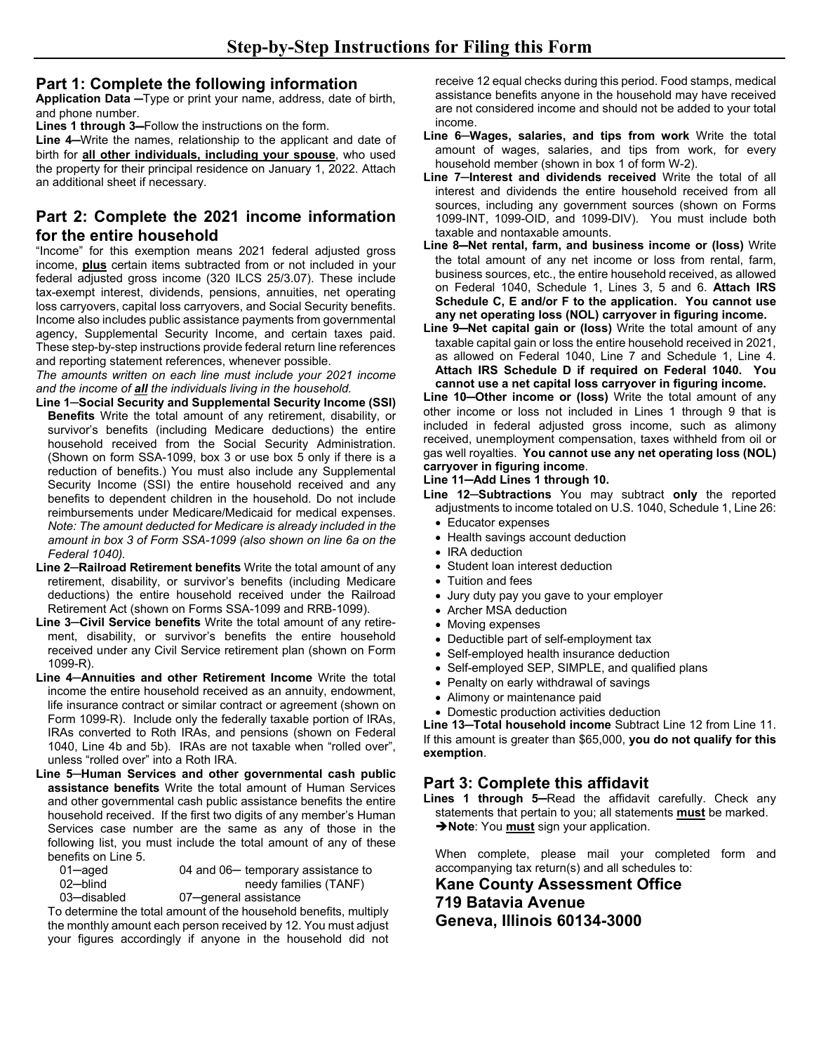# Step-by-Step Instructions for Filing this Form

## Part 1: Complete the following information

**Application Data ─**Type or print your name, address, date of birth, and phone number.

**Lines 1 through 3─**Follow the instructions on the form.

**Line 4─**Write the names, relationship to the applicant and date of birth for **all other individuals, including your spouse**, who used the property for their principal residence on January 1, 2022. Attach an additional sheet if necessary.

## Part 2: Complete the 2021 income information for the entire household

"Income" for this exemption means 2021 federal adjusted gross income, **plus** certain items subtracted from or not included in your federal adjusted gross income (320 ILCS 25/3.07). These include tax-exempt interest, dividends, pensions, annuities, net operating loss carryovers, capital loss carryovers, and Social Security benefits. Income also includes public assistance payments from governmental agency, Supplemental Security Income, and certain taxes paid. These step-by-step instructions provide federal return line references and reporting statement references, whenever possible.

*The amounts written on each line must include your 2021 income and the income of **all** the individuals living in the household.*

**Line 1**─**Social Security and Supplemental Security Income (SSI) Benefits** Write the total amount of any retirement, disability, or survivor's benefits (including Medicare deductions) the entire household received from the Social Security Administration. (Shown on form SSA-1099, box 3 or use box 5 only if there is a reduction of benefits.) You must also include any Supplemental Security Income (SSI) the entire household received and any benefits to dependent children in the household. Do not include reimbursements under Medicare/Medicaid for medical expenses. *Note: The amount deducted for Medicare is already included in the amount in box 3 of Form SSA-1099 (also shown on line 6a on the Federal 1040).*

**Line 2**─**Railroad Retirement benefits** Write the total amount of any retirement, disability, or survivor's benefits (including Medicare deductions) the entire household received under the Railroad Retirement Act (shown on Forms SSA-1099 and RRB-1099).

**Line 3**─**Civil Service benefits** Write the total amount of any retirement, disability, or survivor's benefits the entire household received under any Civil Service retirement plan (shown on Form 1099-R).

**Line 4**─**Annuities and other Retirement Income** Write the total income the entire household received as an annuity, endowment, life insurance contract or similar contract or agreement (shown on Form 1099-R). Include only the federally taxable portion of IRAs, IRAs converted to Roth IRAs, and pensions (shown on Federal 1040, Line 4b and 5b). IRAs are not taxable when "rolled over", unless "rolled over" into a Roth IRA.

**Line 5**─**Human Services and other governmental cash public assistance benefits** Write the total amount of Human Services and other governmental cash public assistance benefits the entire household received. If the first two digits of any member's Human Services case number are the same as any of those in the following list, you must include the total amount of any of these benefits on Line 5.

| | |
|---|---|
| 01─aged | 04 and 06─ temporary assistance to needy families (TANF) |
| 02─blind | |
| 03─disabled | 07─general assistance |

To determine the total amount of the household benefits, multiply the monthly amount each person received by 12. You must adjust your figures accordingly if anyone in the household did not receive 12 equal checks during this period. Food stamps, medical assistance benefits anyone in the household may have received are not considered income and should not be added to your total income.

**Line 6**─**Wages, salaries, and tips from work** Write the total amount of wages, salaries, and tips from work, for every household member (shown in box 1 of form W-2).

**Line 7**─**Interest and dividends received** Write the total of all interest and dividends the entire household received from all sources, including any government sources (shown on Forms 1099-INT, 1099-OID, and 1099-DIV). You must include both taxable and nontaxable amounts.

**Line 8─Net rental, farm, and business income or (loss)** Write the total amount of any net income or loss from rental, farm, business sources, etc., the entire household received, as allowed on Federal 1040, Schedule 1, Lines 3, 5 and 6. **Attach IRS Schedule C, E and/or F to the application. You cannot use any net operating loss (NOL) carryover in figuring income.**

**Line 9─Net capital gain or (loss)** Write the total amount of any taxable capital gain or loss the entire household received in 2021, as allowed on Federal 1040, Line 7 and Schedule 1, Line 4. **Attach IRS Schedule D if required on Federal 1040. You cannot use a net capital loss carryover in figuring income.**

**Line 10─Other income or (loss)** Write the total amount of any other income or loss not included in Lines 1 through 9 that is included in federal adjusted gross income, such as alimony received, unemployment compensation, taxes withheld from oil or gas well royalties. **You cannot use any net operating loss (NOL) carryover in figuring income**.

**Line 11─Add Lines 1 through 10.**

**Line 12**─**Subtractions** You may subtract **only** the reported adjustments to income totaled on U.S. 1040, Schedule 1, Line 26:

- Educator expenses
- Health savings account deduction
- IRA deduction
- Student loan interest deduction
- Tuition and fees
- Jury duty pay you gave to your employer
- Archer MSA deduction
- Moving expenses
- Deductible part of self-employment tax
- Self-employed health insurance deduction
- Self-employed SEP, SIMPLE, and qualified plans
- Penalty on early withdrawal of savings
- Alimony or maintenance paid
- Domestic production activities deduction

**Line 13─Total household income** Subtract Line 12 from Line 11. If this amount is greater than $65,000, **you do not qualify for this exemption**.

## Part 3: Complete this affidavit

**Lines 1 through 5─**Read the affidavit carefully. Check any statements that pertain to you; all statements **must** be marked. ➔**Note**: You **must** sign your application.

When complete, please mail your completed form and accompanying tax return(s) and all schedules to:

**Kane County Assessment Office**
**719 Batavia Avenue**
**Geneva, Illinois 60134-3000**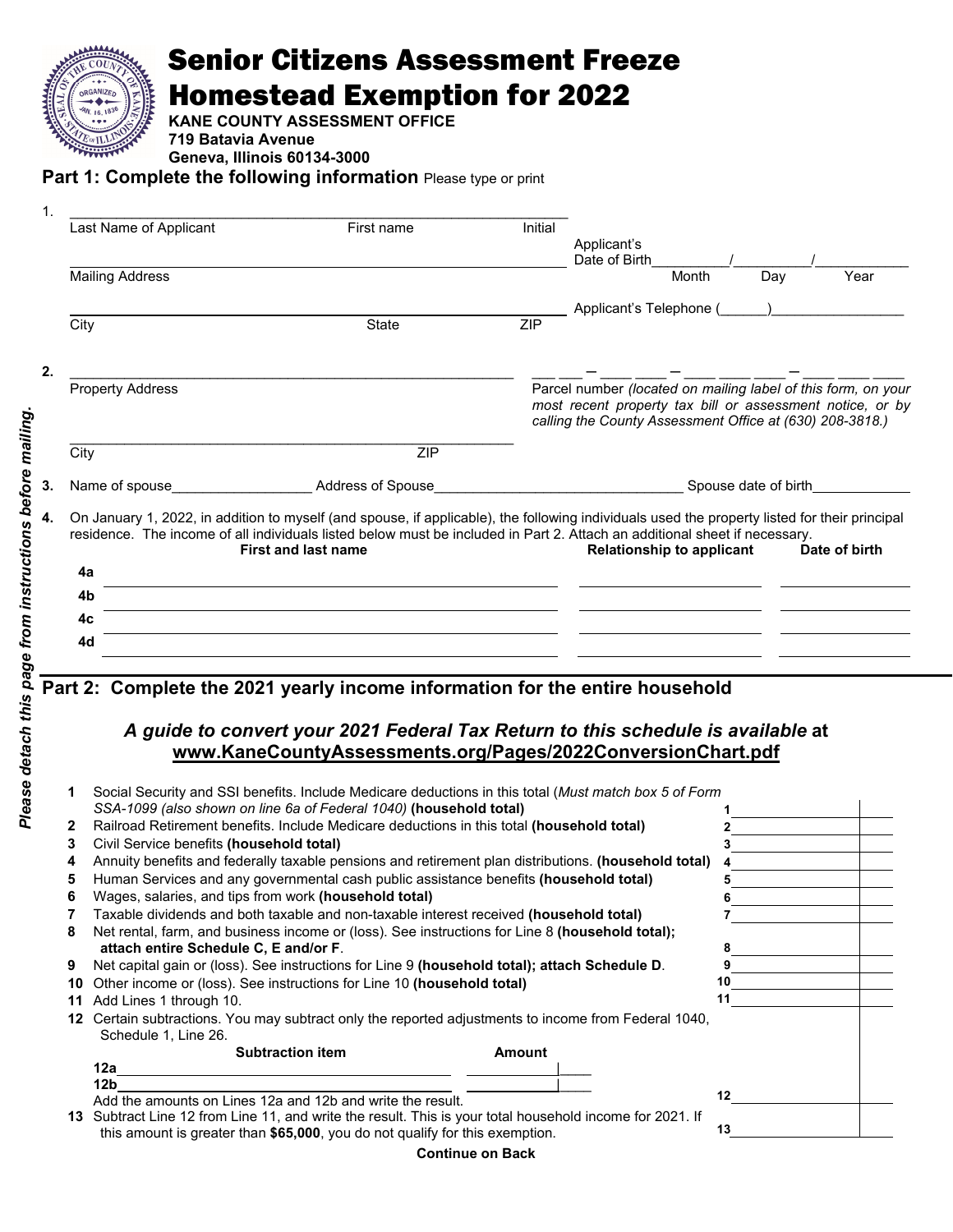# Senior Citizens Assessment Freeze Homestead Exemption for 2022

**KANE COUNTY ASSESSMENT OFFICE**
**719 Batavia Avenue**
**Geneva, Illinois 60134-3000**

*Please detach this page from instructions before mailing.*

## Part 1: Complete the following information Please type or print

1. \_\_\_\_\_\_\_\_\_\_\_\_\_\_\_\_\_\_\_\_\_\_\_\_\_\_\_\_\_\_\_\_\_\_\_\_\_\_\_\_\_\_\_\_\_\_\_\_
   Last Name of Applicant | First name | Initial

   Mailing Address \_\_\_\_\_\_\_\_\_\_\_\_\_\_\_\_\_\_\_\_\_\_\_\_\_\_\_\_ Applicant's Date of Birth \_\_\_\_\_/\_\_\_\_\_/\_\_\_\_\_ (Month Day Year)

   City | State | ZIP \_\_\_\_\_\_\_\_\_\_\_\_\_\_\_\_ Applicant's Telephone (\_\_\_\_\_\_)\_\_\_\_\_\_\_\_\_\_\_\_\_\_\_\_\_

2. \_\_\_\_\_\_\_\_\_\_\_\_\_\_\_\_\_\_\_\_\_\_\_\_\_\_\_\_\_\_\_\_\_\_\_\_ \_\_\_ \_\_\_ – \_\_\_ \_\_\_ – \_\_\_ \_\_\_ \_\_\_ – \_\_\_ \_\_\_ \_\_\_
   Property Address | Parcel number *(located on mailing label of this form, on your most recent property tax bill or assessment notice, or by calling the County Assessment Office at (630) 208-3818.)*

   \_\_\_\_\_\_\_\_\_\_\_\_\_\_\_\_\_\_\_\_\_\_\_\_\_\_\_\_\_\_\_\_\_\_\_\_
   City | ZIP

3. Name of spouse\_\_\_\_\_\_\_\_\_\_\_\_\_\_\_\_\_\_ Address of Spouse\_\_\_\_\_\_\_\_\_\_\_\_\_\_\_\_\_\_\_\_\_\_\_\_\_\_\_\_\_\_\_\_ Spouse date of birth\_\_\_\_\_\_\_\_\_\_\_\_\_

4. On January 1, 2022, in addition to myself (and spouse, if applicable), the following individuals used the property listed for their principal residence. The income of all individuals listed below must be included in Part 2. Attach an additional sheet if necessary.

| | First and last name | Relationship to applicant | Date of birth |
|---|---|---|---|
| 4a | | | |
| 4b | | | |
| 4c | | | |
| 4d | | | |

## Part 2: Complete the 2021 yearly income information for the entire household

### *A guide to convert your 2021 Federal Tax Return to this schedule is available* at www.KaneCountyAssessments.org/Pages/2022ConversionChart.pdf

| | | Line | Amount |
|---|---|---|---|
| 1 | Social Security and SSI benefits. Include Medicare deductions in this total (*Must match box 5 of Form SSA-1099 (also shown on line 6a of Federal 1040)* **(household total)** | 1 | |
| 2 | Railroad Retirement benefits. Include Medicare deductions in this total **(household total)** | 2 | |
| 3 | Civil Service benefits **(household total)** | 3 | |
| 4 | Annuity benefits and federally taxable pensions and retirement plan distributions. **(household total)** | 4 | |
| 5 | Human Services and any governmental cash public assistance benefits **(household total)** | 5 | |
| 6 | Wages, salaries, and tips from work **(household total)** | 6 | |
| 7 | Taxable dividends and both taxable and non-taxable interest received **(household total)** | 7 | |
| 8 | Net rental, farm, and business income or (loss). See instructions for Line 8 **(household total); attach entire Schedule C, E and/or F**. | 8 | |
| 9 | Net capital gain or (loss). See instructions for Line 9 **(household total); attach Schedule D**. | 9 | |
| 10 | Other income or (loss). See instructions for Line 10 **(household total)** | 10 | |
| 11 | Add Lines 1 through 10. | 11 | |

**12** Certain subtractions. You may subtract only the reported adjustments to income from Federal 1040, Schedule 1, Line 26.

| | Subtraction item | Amount |
|---|---|---|
| 12a | | |
| 12b | | |

Add the amounts on Lines 12a and 12b and write the result. **12** \_\_\_\_\_\_\_\_\_\_

**13** Subtract Line 12 from Line 11, and write the result. This is your total household income for 2021. If this amount is greater than **$65,000**, you do not qualify for this exemption. **13** \_\_\_\_\_\_\_\_\_\_

**Continue on Back**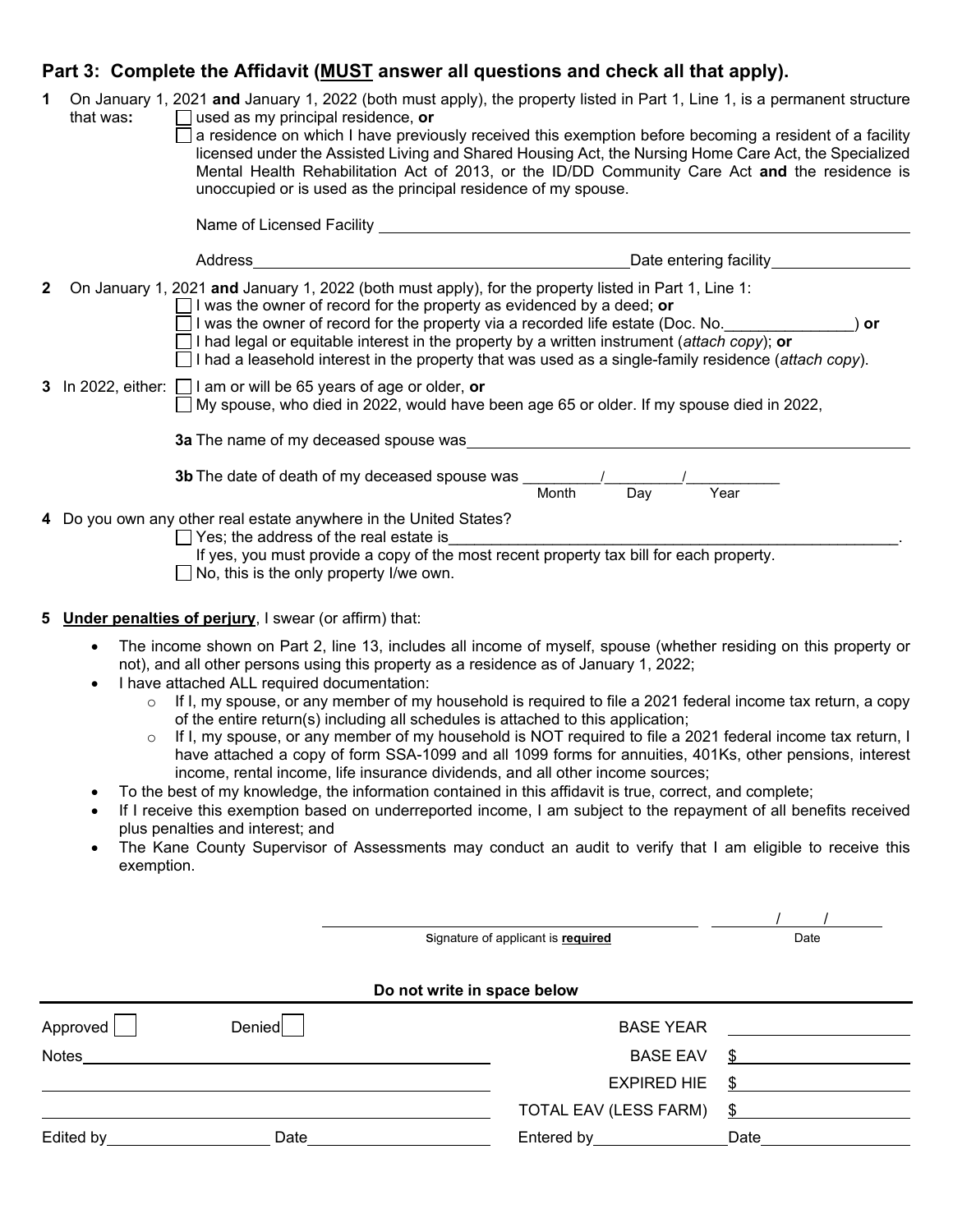## Part 3: Complete the Affidavit (**MUST** answer all questions and check all that apply).

**1** On January 1, 2021 **and** January 1, 2022 (both must apply), the property listed in Part 1, Line 1, is a permanent structure that was**:**

- ☐ used as my principal residence, **or**
- ☐ a residence on which I have previously received this exemption before becoming a resident of a facility licensed under the Assisted Living and Shared Housing Act, the Nursing Home Care Act, the Specialized Mental Health Rehabilitation Act of 2013, or the ID/DD Community Care Act **and** the residence is unoccupied or is used as the principal residence of my spouse.

Name of Licensed Facility ____________________

Address ____________________ Date entering facility ____________

**2** On January 1, 2021 **and** January 1, 2022 (both must apply), for the property listed in Part 1, Line 1:

- ☐ I was the owner of record for the property as evidenced by a deed; **or**
- ☐ I was the owner of record for the property via a recorded life estate (Doc. No.______________) **or**
- ☐ I had legal or equitable interest in the property by a written instrument (*attach copy*); **or**
- ☐ I had a leasehold interest in the property that was used as a single-family residence (*attach copy*).

**3** In 2022, either:

- ☐ I am or will be 65 years of age or older, **or**
- ☐ My spouse, who died in 2022, would have been age 65 or older. If my spouse died in 2022,

**3a** The name of my deceased spouse was ____________________

**3b** The date of death of my deceased spouse was _______/_______/_________
Month Day Year

**4** Do you own any other real estate anywhere in the United States?

- ☐ Yes; the address of the real estate is____________________.
  If yes, you must provide a copy of the most recent property tax bill for each property.
- ☐ No, this is the only property I/we own.

**5** **Under penalties of perjury**, I swear (or affirm) that:

- The income shown on Part 2, line 13, includes all income of myself, spouse (whether residing on this property or not), and all other persons using this property as a residence as of January 1, 2022;
- I have attached ALL required documentation:
  - If I, my spouse, or any member of my household is required to file a 2021 federal income tax return, a copy of the entire return(s) including all schedules is attached to this application;
  - If I, my spouse, or any member of my household is NOT required to file a 2021 federal income tax return, I have attached a copy of form SSA-1099 and all 1099 forms for annuities, 401Ks, other pensions, interest income, rental income, life insurance dividends, and all other income sources;
- To the best of my knowledge, the information contained in this affidavit is true, correct, and complete;
- If I receive this exemption based on underreported income, I am subject to the repayment of all benefits received plus penalties and interest; and
- The Kane County Supervisor of Assessments may conduct an audit to verify that I am eligible to receive this exemption.

____________________ Signature of applicant is **required** &nbsp;&nbsp;&nbsp; ____/____/____ Date

**Do not write in space below**

| | | | |
|---|---|---|---|
| Approved ☐ | Denied ☐ | BASE YEAR | |
| Notes | | BASE EAV | $ |
| | | EXPIRED HIE | $ |
| | | TOTAL EAV (LESS FARM) | $ |
| Edited by | Date | Entered by | Date |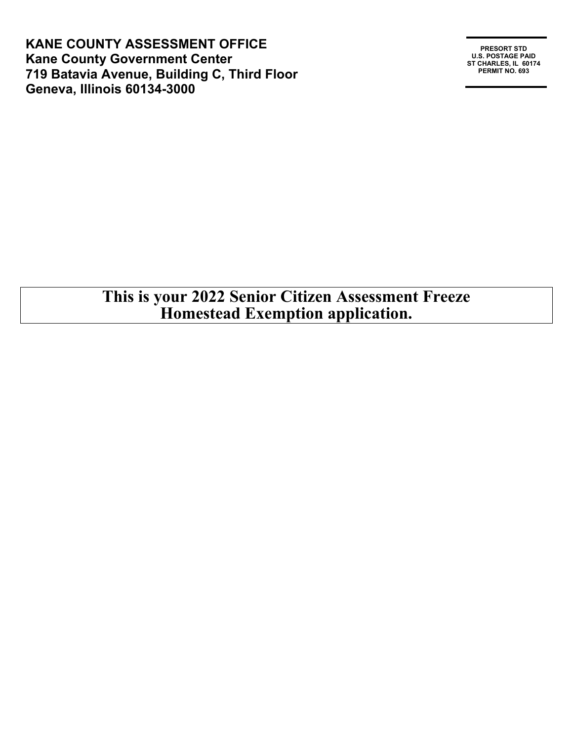**KANE COUNTY ASSESSMENT OFFICE**
**Kane County Government Center**
**719 Batavia Avenue, Building C, Third Floor**
**Geneva, Illinois 60134-3000**

PRESORT STD
U.S. POSTAGE PAID
ST CHARLES, IL 60174
PERMIT NO. 693

# This is your 2022 Senior Citizen Assessment Freeze Homestead Exemption application.